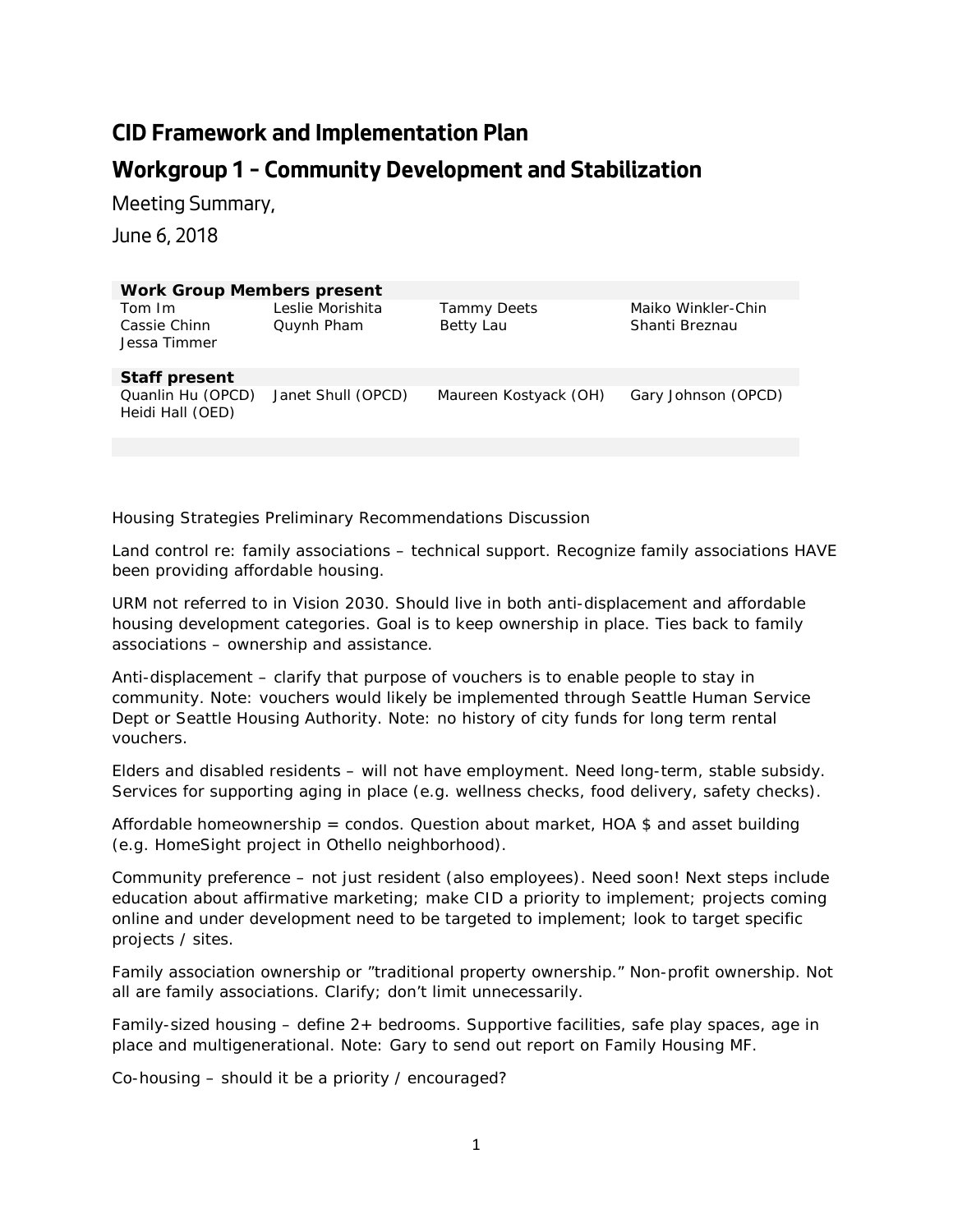# CID Framework and Implementation Plan

## Workgroup 1 – Community Development and Stabilization

Meeting Summary,

June 6, 2018

| Work Group Members present | | | |
|---|---|---|---|
| Tom Im | Leslie Morishita | Tammy Deets | Maiko Winkler-Chin |
| Cassie Chinn | Quynh Pham | Betty Lau | Shanti Breznau |
| Jessa Timmer | | | |
| **Staff present** | | | |
| Quanlin Hu (OPCD) | Janet Shull (OPCD) | Maureen Kostyack (OH) | Gary Johnson (OPCD) |
| Heidi Hall (OED) | | | |

Housing Strategies Preliminary Recommendations Discussion

Land control re: family associations – technical support. Recognize family associations HAVE been providing affordable housing.

URM not referred to in Vision 2030. Should live in both anti-displacement and affordable housing development categories. Goal is to keep ownership in place. Ties back to family associations – ownership and assistance.

Anti-displacement – clarify that purpose of vouchers is to enable people to stay in community. Note: vouchers would likely be implemented through Seattle Human Service Dept or Seattle Housing Authority. Note: no history of city funds for long term rental vouchers.

Elders and disabled residents – will not have employment. Need long-term, stable subsidy. Services for supporting aging in place (e.g. wellness checks, food delivery, safety checks).

Affordable homeownership = condos. Question about market, HOA $ and asset building (e.g. HomeSight project in Othello neighborhood).

Community preference – not just resident (also employees). Need soon! Next steps include education about affirmative marketing; make CID a priority to implement; projects coming online and under development need to be targeted to implement; look to target specific projects / sites.

Family association ownership or "traditional property ownership." Non-profit ownership. Not all are family associations. Clarify; don't limit unnecessarily.

Family-sized housing – define 2+ bedrooms. Supportive facilities, safe play spaces, age in place and multigenerational. Note: Gary to send out report on Family Housing MF.

Co-housing – should it be a priority / encouraged?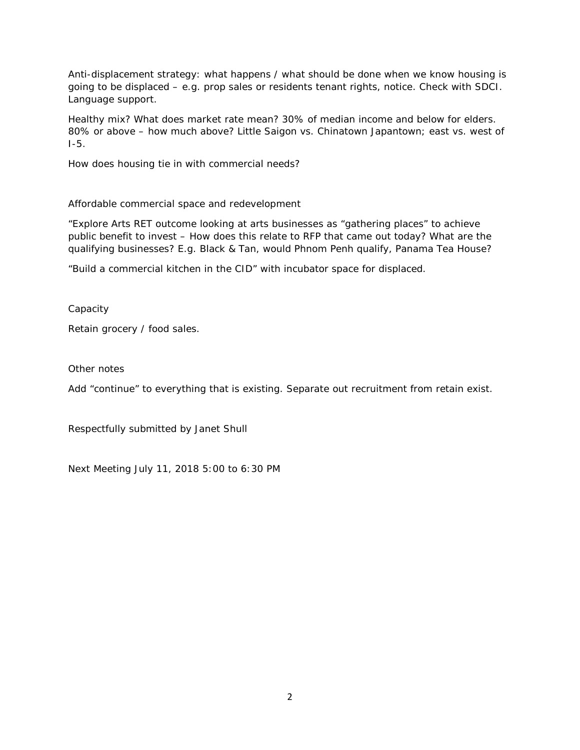Anti-displacement strategy: what happens / what should be done when we know housing is going to be displaced – e.g. prop sales or residents tenant rights, notice. Check with SDCI. Language support.

Healthy mix? What does market rate mean? 30% of median income and below for elders. 80% or above – how much above? Little Saigon vs. Chinatown Japantown; east vs. west of I-5.

How does housing tie in with commercial needs?

Affordable commercial space and redevelopment

"Explore Arts RET outcome looking at arts businesses as "gathering places" to achieve public benefit to invest – How does this relate to RFP that came out today? What are the qualifying businesses? E.g. Black & Tan, would Phnom Penh qualify, Panama Tea House?

"Build a commercial kitchen in the CID" with incubator space for displaced.

Capacity

Retain grocery / food sales.

Other notes

Add "continue" to everything that is existing. Separate out recruitment from retain exist.

Respectfully submitted by Janet Shull

Next Meeting July 11, 2018 5:00 to 6:30 PM